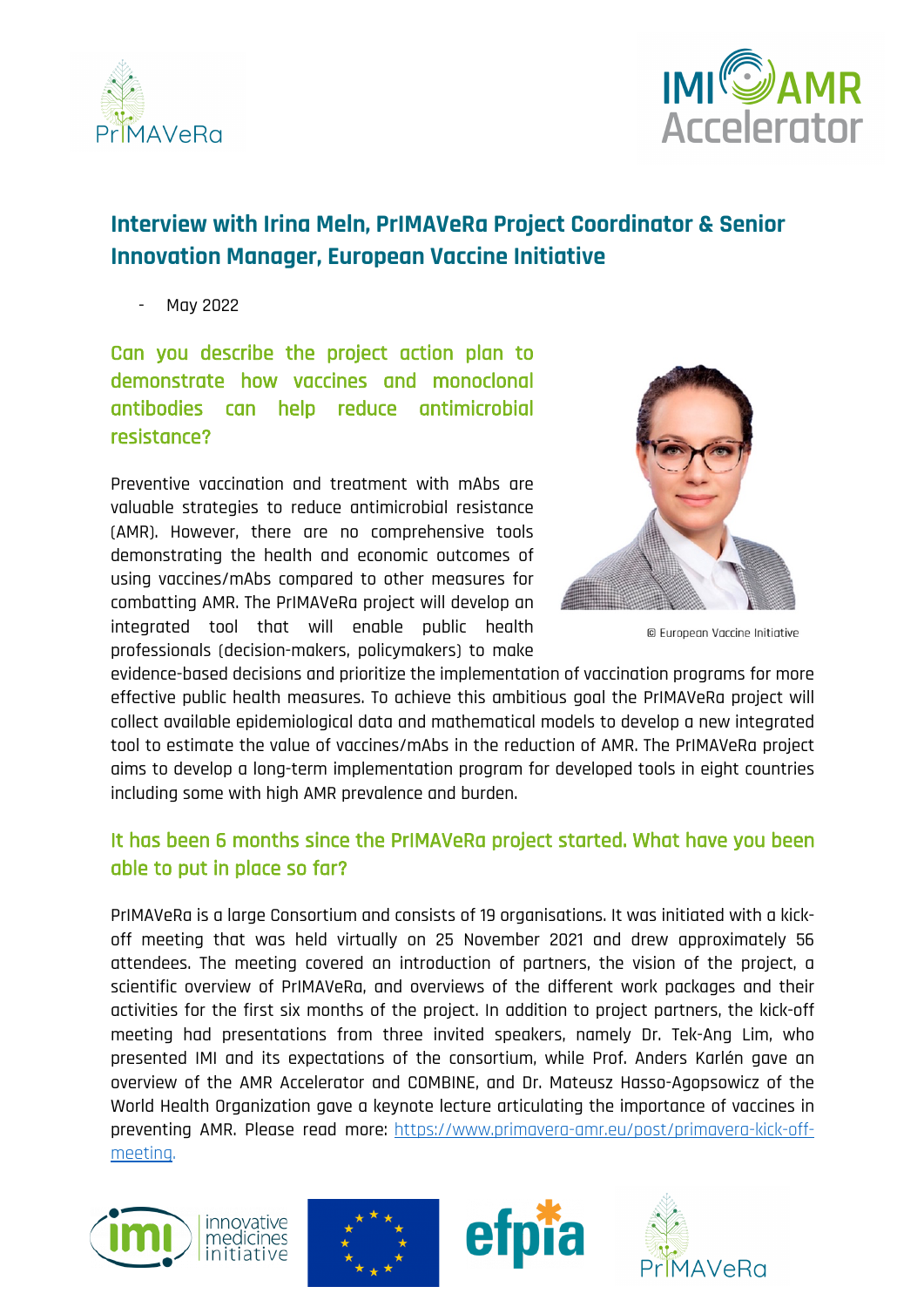# Interview with Irina Meln, PrIMAVeRa Project Coordinator & Senior Innovation Manager, European Vaccine Initiative

- May 2022

## Can you describe the project action plan to demonstrate how vaccines and monoclonal antibodies can help reduce antimicrobial resistance?

© European Vaccine Initiative

Preventive vaccination and treatment with mAbs are valuable strategies to reduce antimicrobial resistance (AMR). However, there are no comprehensive tools demonstrating the health and economic outcomes of using vaccines/mAbs compared to other measures for combatting AMR. The PrIMAVeRa project will develop an integrated tool that will enable public health professionals (decision-makers, policymakers) to make evidence-based decisions and prioritize the implementation of vaccination programs for more effective public health measures. To achieve this ambitious goal the PrIMAVeRa project will collect available epidemiological data and mathematical models to develop a new integrated tool to estimate the value of vaccines/mAbs in the reduction of AMR. The PrIMAVeRa project aims to develop a long-term implementation program for developed tools in eight countries including some with high AMR prevalence and burden.

## It has been 6 months since the PrIMAVeRa project started. What have you been able to put in place so far?

PrIMAVeRa is a large Consortium and consists of 19 organisations. It was initiated with a kick-off meeting that was held virtually on 25 November 2021 and drew approximately 56 attendees. The meeting covered an introduction of partners, the vision of the project, a scientific overview of PrIMAVeRa, and overviews of the different work packages and their activities for the first six months of the project. In addition to project partners, the kick-off meeting had presentations from three invited speakers, namely Dr. Tek-Ang Lim, who presented IMI and its expectations of the consortium, while Prof. Anders Karlén gave an overview of the AMR Accelerator and COMBINE, and Dr. Mateusz Hasso-Agopsowicz of the World Health Organization gave a keynote lecture articulating the importance of vaccines in preventing AMR. Please read more: [https://www.primavera-amr.eu/post/primavera-kick-off-meeting](https://www.primavera-amr.eu/post/primavera-kick-off-meeting).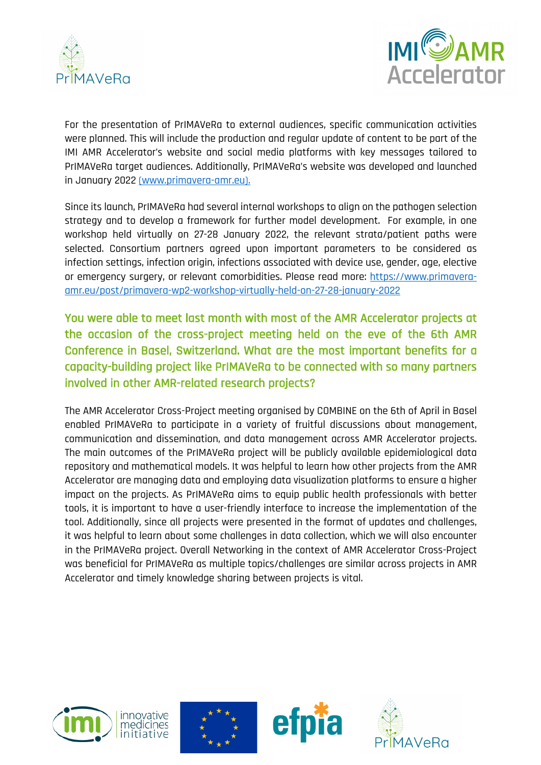For the presentation of PrIMAVeRa to external audiences, specific communication activities were planned. This will include the production and regular update of content to be part of the IMI AMR Accelerator's website and social media platforms with key messages tailored to PrIMAVeRa target audiences. Additionally, PrIMAVeRa's website was developed and launched in January 2022 [(www.primavera-amr.eu).](http://www.primavera-amr.eu)

Since its launch, PrIMAVeRa had several internal workshops to align on the pathogen selection strategy and to develop a framework for further model development. For example, in one workshop held virtually on 27-28 January 2022, the relevant strata/patient paths were selected. Consortium partners agreed upon important parameters to be considered as infection settings, infection origin, infections associated with device use, gender, age, elective or emergency surgery, or relevant comorbidities. Please read more: [https://www.primavera-amr.eu/post/primavera-wp2-workshop-virtually-held-on-27-28-january-2022](https://www.primavera-amr.eu/post/primavera-wp2-workshop-virtually-held-on-27-28-january-2022)

### You were able to meet last month with most of the AMR Accelerator projects at the occasion of the cross-project meeting held on the eve of the 6th AMR Conference in Basel, Switzerland. What are the most important benefits for a capacity-building project like PrIMAVeRa to be connected with so many partners involved in other AMR-related research projects?

The AMR Accelerator Cross-Project meeting organised by COMBINE on the 6th of April in Basel enabled PrIMAVeRa to participate in a variety of fruitful discussions about management, communication and dissemination, and data management across AMR Accelerator projects. The main outcomes of the PrIMAVeRa project will be publicly available epidemiological data repository and mathematical models. It was helpful to learn how other projects from the AMR Accelerator are managing data and employing data visualization platforms to ensure a higher impact on the projects. As PrIMAVeRa aims to equip public health professionals with better tools, it is important to have a user-friendly interface to increase the implementation of the tool. Additionally, since all projects were presented in the format of updates and challenges, it was helpful to learn about some challenges in data collection, which we will also encounter in the PrIMAVeRa project. Overall Networking in the context of AMR Accelerator Cross-Project was beneficial for PrIMAVeRa as multiple topics/challenges are similar across projects in AMR Accelerator and timely knowledge sharing between projects is vital.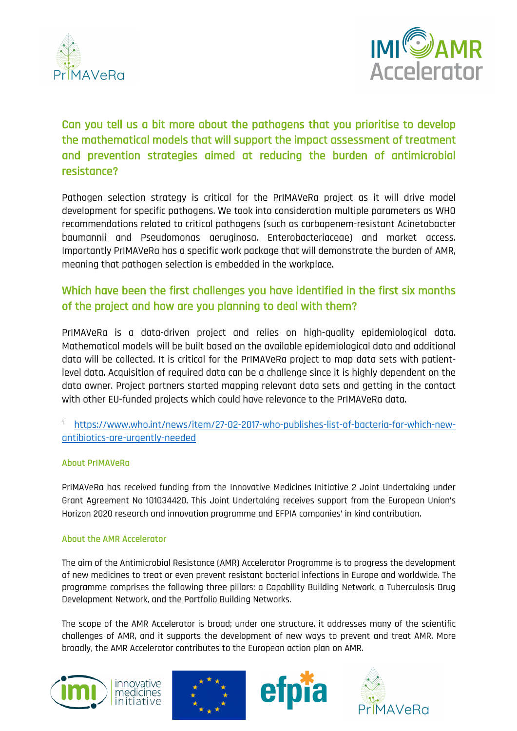## Can you tell us a bit more about the pathogens that you prioritise to develop the mathematical models that will support the impact assessment of treatment and prevention strategies aimed at reducing the burden of antimicrobial resistance?

Pathogen selection strategy is critical for the PrIMAVeRa project as it will drive model development for specific pathogens. We took into consideration multiple parameters as WHO recommendations related to critical pathogens (such as carbapenem-resistant Acinetobacter baumannii and Pseudomonas aeruginosa, Enterobacteriaceae) and market access. Importantly PrIMAVeRa has a specific work package that will demonstrate the burden of AMR, meaning that pathogen selection is embedded in the workplace.

## Which have been the first challenges you have identified in the first six months of the project and how are you planning to deal with them?

PrIMAVeRa is a data-driven project and relies on high-quality epidemiological data. Mathematical models will be built based on the available epidemiological data and additional data will be collected. It is critical for the PrIMAVeRa project to map data sets with patient-level data. Acquisition of required data can be a challenge since it is highly dependent on the data owner. Project partners started mapping relevant data sets and getting in the contact with other EU-funded projects which could have relevance to the PrIMAVeRa data.

[1] https://www.who.int/news/item/27-02-2017-who-publishes-list-of-bacteria-for-which-new-antibiotics-are-urgently-needed

### About PrIMAVeRa

PrIMAVeRa has received funding from the Innovative Medicines Initiative 2 Joint Undertaking under Grant Agreement No 101034420. This Joint Undertaking receives support from the European Union's Horizon 2020 research and innovation programme and EFPIA companies' in kind contribution.

### About the AMR Accelerator

The aim of the Antimicrobial Resistance (AMR) Accelerator Programme is to progress the development of new medicines to treat or even prevent resistant bacterial infections in Europe and worldwide. The programme comprises the following three pillars: a Capability Building Network, a Tuberculosis Drug Development Network, and the Portfolio Building Networks.

The scope of the AMR Accelerator is broad; under one structure, it addresses many of the scientific challenges of AMR, and it supports the development of new ways to prevent and treat AMR. More broadly, the AMR Accelerator contributes to the European action plan on AMR.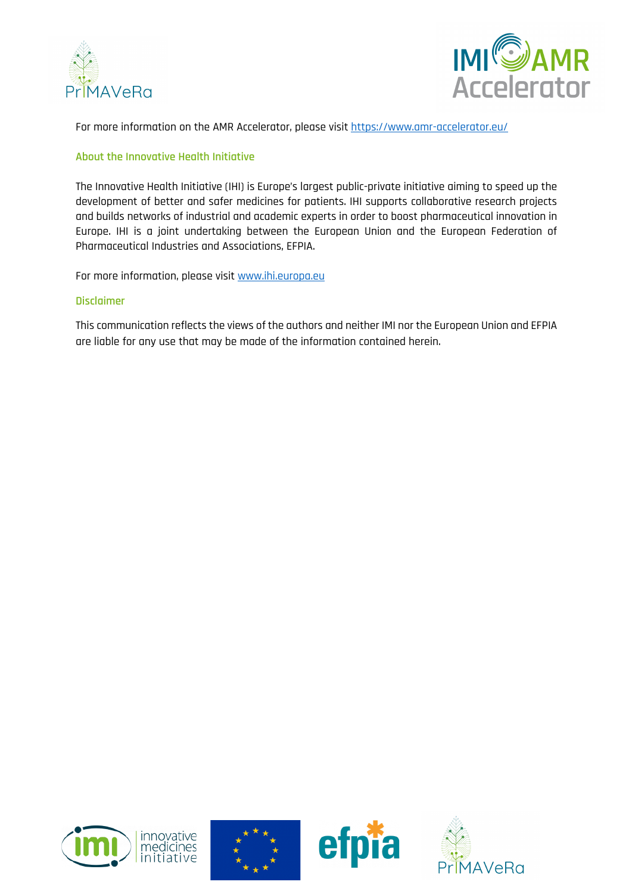For more information on the AMR Accelerator, please visit https://www.amr-accelerator.eu/

## About the Innovative Health Initiative

The Innovative Health Initiative (IHI) is Europe's largest public-private initiative aiming to speed up the development of better and safer medicines for patients. IHI supports collaborative research projects and builds networks of industrial and academic experts in order to boost pharmaceutical innovation in Europe. IHI is a joint undertaking between the European Union and the European Federation of Pharmaceutical Industries and Associations, EFPIA.

For more information, please visit www.ihi.europa.eu

## Disclaimer

This communication reflects the views of the authors and neither IMI nor the European Union and EFPIA are liable for any use that may be made of the information contained herein.